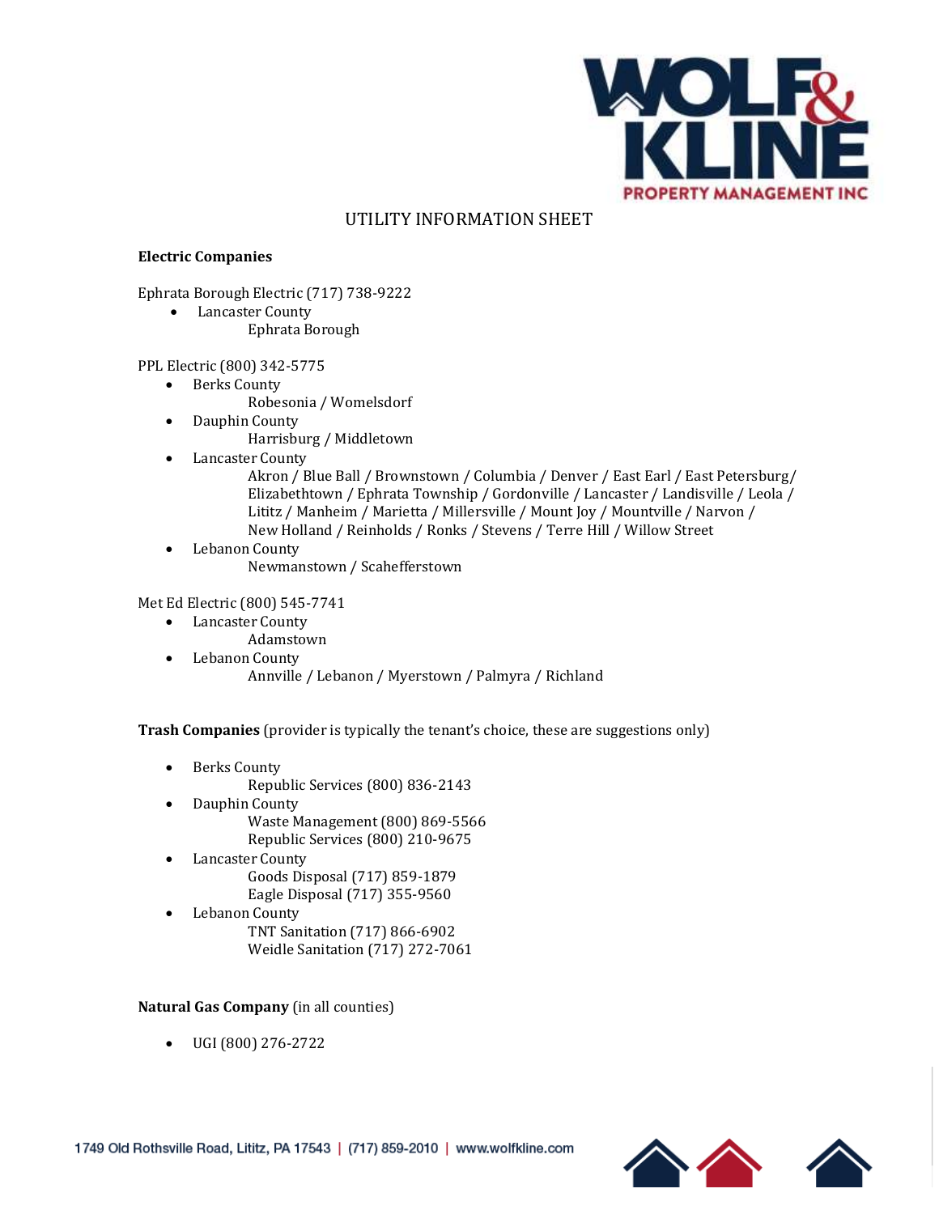# UTILITY INFORMATION SHEET

**Electric Companies**

Ephrata Borough Electric (717) 738-9222

- Lancaster County
  - Ephrata Borough

PPL Electric (800) 342-5775

- Berks County
  - Robesonia / Womelsdorf
- Dauphin County
  - Harrisburg / Middletown
- Lancaster County
  - Akron / Blue Ball / Brownstown / Columbia / Denver / East Earl / East Petersburg/ Elizabethtown / Ephrata Township / Gordonville / Lancaster / Landisville / Leola / Lititz / Manheim / Marietta / Millersville / Mount Joy / Mountville / Narvon / New Holland / Reinholds / Ronks / Stevens / Terre Hill / Willow Street
- Lebanon County
  - Newmanstown / Scaehefferstown

Met Ed Electric (800) 545-7741

- Lancaster County
  - Adamstown
- Lebanon County
  - Annville / Lebanon / Myerstown / Palmyra / Richland

**Trash Companies** (provider is typically the tenant's choice, these are suggestions only)

- Berks County
  - Republic Services (800) 836-2143
- Dauphin County
  - Waste Management (800) 869-5566
  - Republic Services (800) 210-9675
- Lancaster County
  - Goods Disposal (717) 859-1879
  - Eagle Disposal (717) 355-9560
- Lebanon County
  - TNT Sanitation (717) 866-6902
  - Weidle Sanitation (717) 272-7061

**Natural Gas Company** (in all counties)

- UGI (800) 276-2722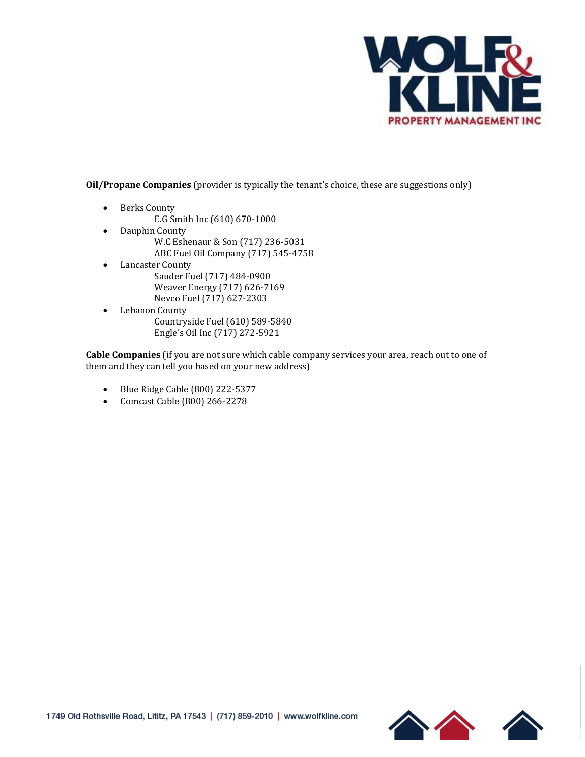**Oil/Propane Companies** (provider is typically the tenant's choice, these are suggestions only)

- Berks County
  - E.G Smith Inc (610) 670-1000
- Dauphin County
  - W.C Eshenaur & Son (717) 236-5031
  - ABC Fuel Oil Company (717) 545-4758
- Lancaster County
  - Sauder Fuel (717) 484-0900
  - Weaver Energy (717) 626-7169
  - Nevco Fuel (717) 627-2303
- Lebanon County
  - Countryside Fuel (610) 589-5840
  - Engle's Oil Inc (717) 272-5921

**Cable Companies** (if you are not sure which cable company services your area, reach out to one of them and they can tell you based on your new address)

- Blue Ridge Cable (800) 222-5377
- Comcast Cable (800) 266-2278